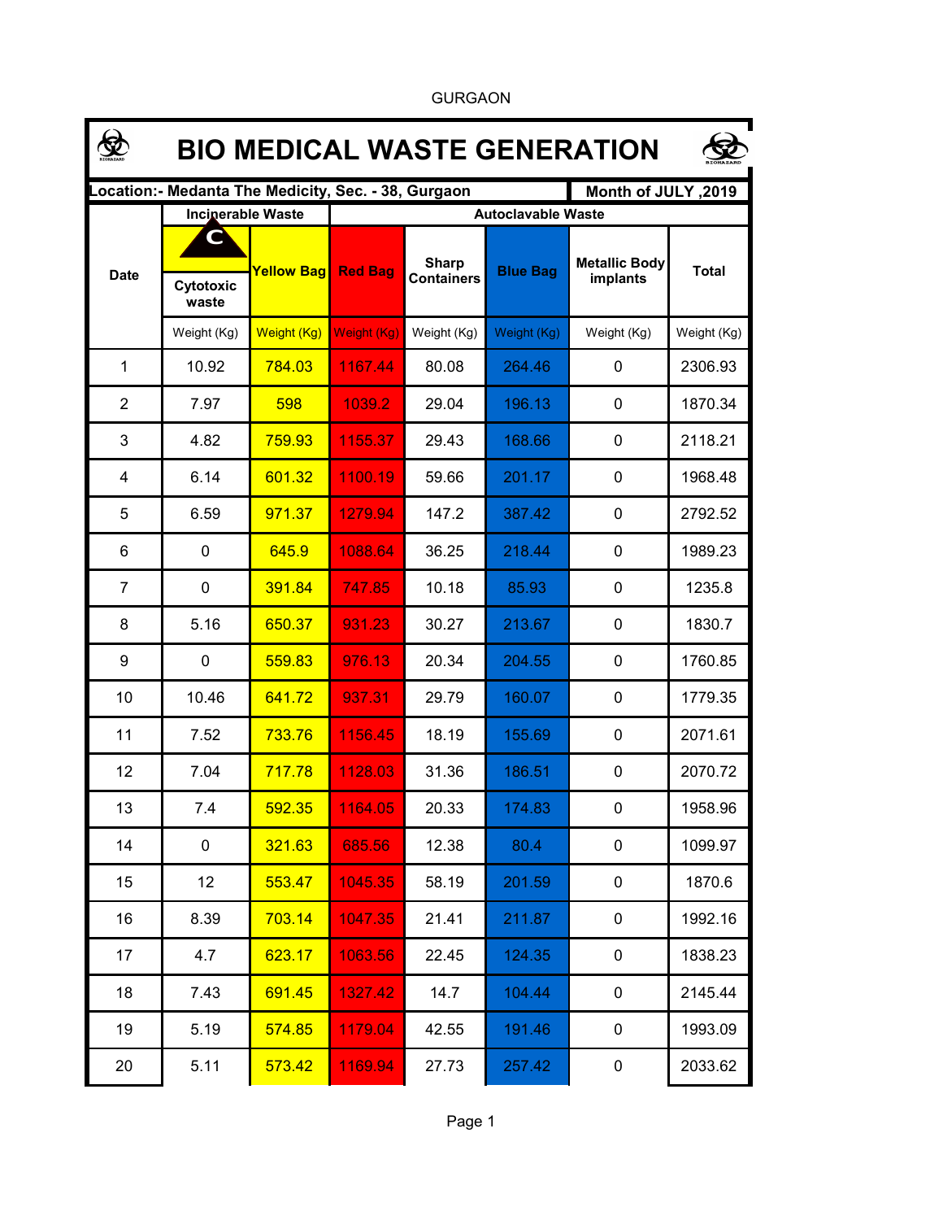GURGAON

# BIO MEDICAL WASTE GENERATION

**Location:- Medanta The Medicity, Sec. - 38, Gurgaon** | **Month of JULY ,2019**

| Date | Incinerable Waste | | Autoclavable Waste | | | | |
|---|---|---|---|---|---|---|---|
| | Cytotoxic waste | Yellow Bag | Red Bag | Sharp Containers | Blue Bag | Metallic Body implants | Total |
| | Weight (Kg) | Weight (Kg) | Weight (Kg) | Weight (Kg) | Weight (Kg) | Weight (Kg) | Weight (Kg) |
| 1 | 10.92 | 784.03 | 1167.44 | 80.08 | 264.46 | 0 | 2306.93 |
| 2 | 7.97 | 598 | 1039.2 | 29.04 | 196.13 | 0 | 1870.34 |
| 3 | 4.82 | 759.93 | 1155.37 | 29.43 | 168.66 | 0 | 2118.21 |
| 4 | 6.14 | 601.32 | 1100.19 | 59.66 | 201.17 | 0 | 1968.48 |
| 5 | 6.59 | 971.37 | 1279.94 | 147.2 | 387.42 | 0 | 2792.52 |
| 6 | 0 | 645.9 | 1088.64 | 36.25 | 218.44 | 0 | 1989.23 |
| 7 | 0 | 391.84 | 747.85 | 10.18 | 85.93 | 0 | 1235.8 |
| 8 | 5.16 | 650.37 | 931.23 | 30.27 | 213.67 | 0 | 1830.7 |
| 9 | 0 | 559.83 | 976.13 | 20.34 | 204.55 | 0 | 1760.85 |
| 10 | 10.46 | 641.72 | 937.31 | 29.79 | 160.07 | 0 | 1779.35 |
| 11 | 7.52 | 733.76 | 1156.45 | 18.19 | 155.69 | 0 | 2071.61 |
| 12 | 7.04 | 717.78 | 1128.03 | 31.36 | 186.51 | 0 | 2070.72 |
| 13 | 7.4 | 592.35 | 1164.05 | 20.33 | 174.83 | 0 | 1958.96 |
| 14 | 0 | 321.63 | 685.56 | 12.38 | 80.4 | 0 | 1099.97 |
| 15 | 12 | 553.47 | 1045.35 | 58.19 | 201.59 | 0 | 1870.6 |
| 16 | 8.39 | 703.14 | 1047.35 | 21.41 | 211.87 | 0 | 1992.16 |
| 17 | 4.7 | 623.17 | 1063.56 | 22.45 | 124.35 | 0 | 1838.23 |
| 18 | 7.43 | 691.45 | 1327.42 | 14.7 | 104.44 | 0 | 2145.44 |
| 19 | 5.19 | 574.85 | 1179.04 | 42.55 | 191.46 | 0 | 1993.09 |
| 20 | 5.11 | 573.42 | 1169.94 | 27.73 | 257.42 | 0 | 2033.62 |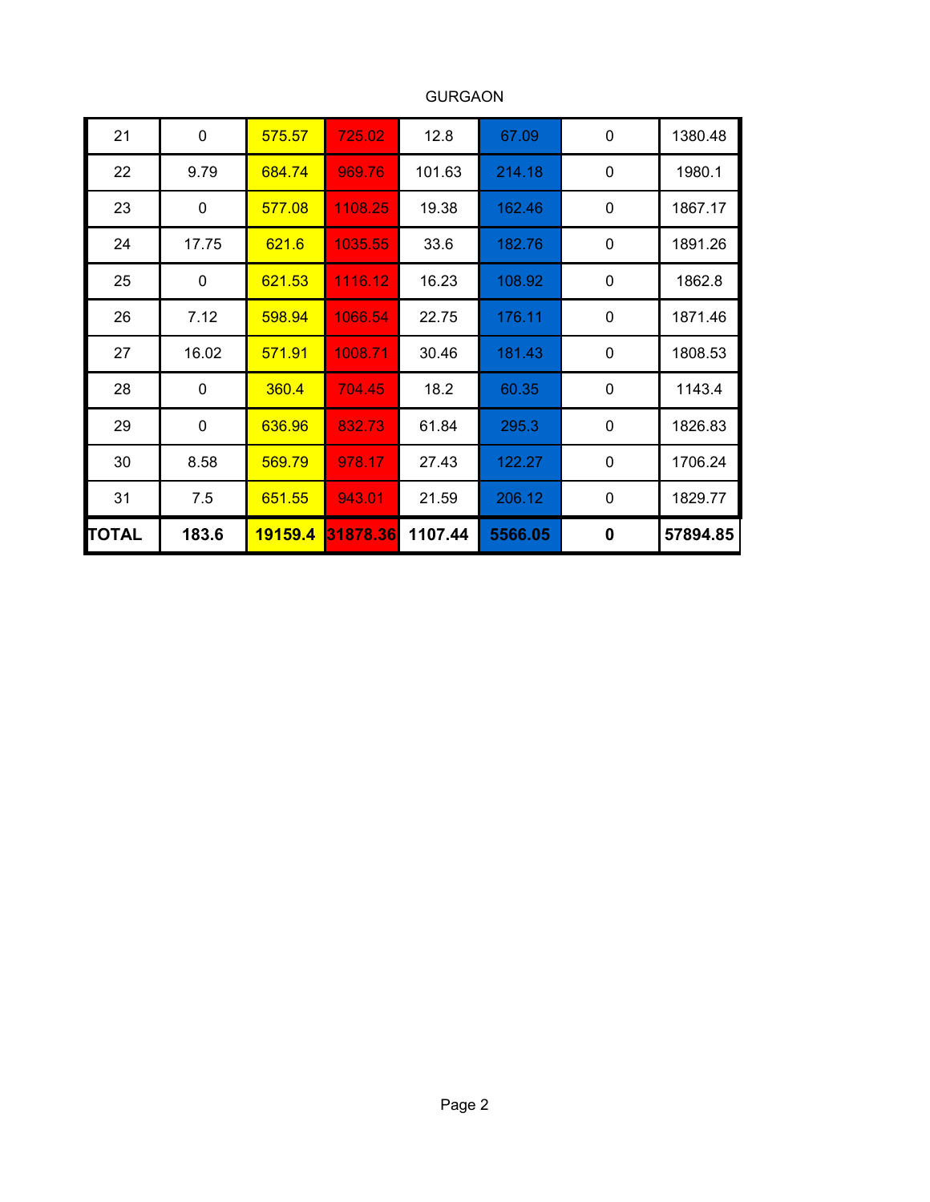GURGAON

| | | | | | | | |
|---|---|---|---|---|---|---|---|
| 21 | 0 | 575.57 | 725.02 | 12.8 | 67.09 | 0 | 1380.48 |
| 22 | 9.79 | 684.74 | 969.76 | 101.63 | 214.18 | 0 | 1980.1 |
| 23 | 0 | 577.08 | 1108.25 | 19.38 | 162.46 | 0 | 1867.17 |
| 24 | 17.75 | 621.6 | 1035.55 | 33.6 | 182.76 | 0 | 1891.26 |
| 25 | 0 | 621.53 | 1116.12 | 16.23 | 108.92 | 0 | 1862.8 |
| 26 | 7.12 | 598.94 | 1066.54 | 22.75 | 176.11 | 0 | 1871.46 |
| 27 | 16.02 | 571.91 | 1008.71 | 30.46 | 181.43 | 0 | 1808.53 |
| 28 | 0 | 360.4 | 704.45 | 18.2 | 60.35 | 0 | 1143.4 |
| 29 | 0 | 636.96 | 832.73 | 61.84 | 295.3 | 0 | 1826.83 |
| 30 | 8.58 | 569.79 | 978.17 | 27.43 | 122.27 | 0 | 1706.24 |
| 31 | 7.5 | 651.55 | 943.01 | 21.59 | 206.12 | 0 | 1829.77 |
| **TOTAL** | **183.6** | **19159.4** | **31878.36** | **1107.44** | **5566.05** | **0** | **57894.85** |